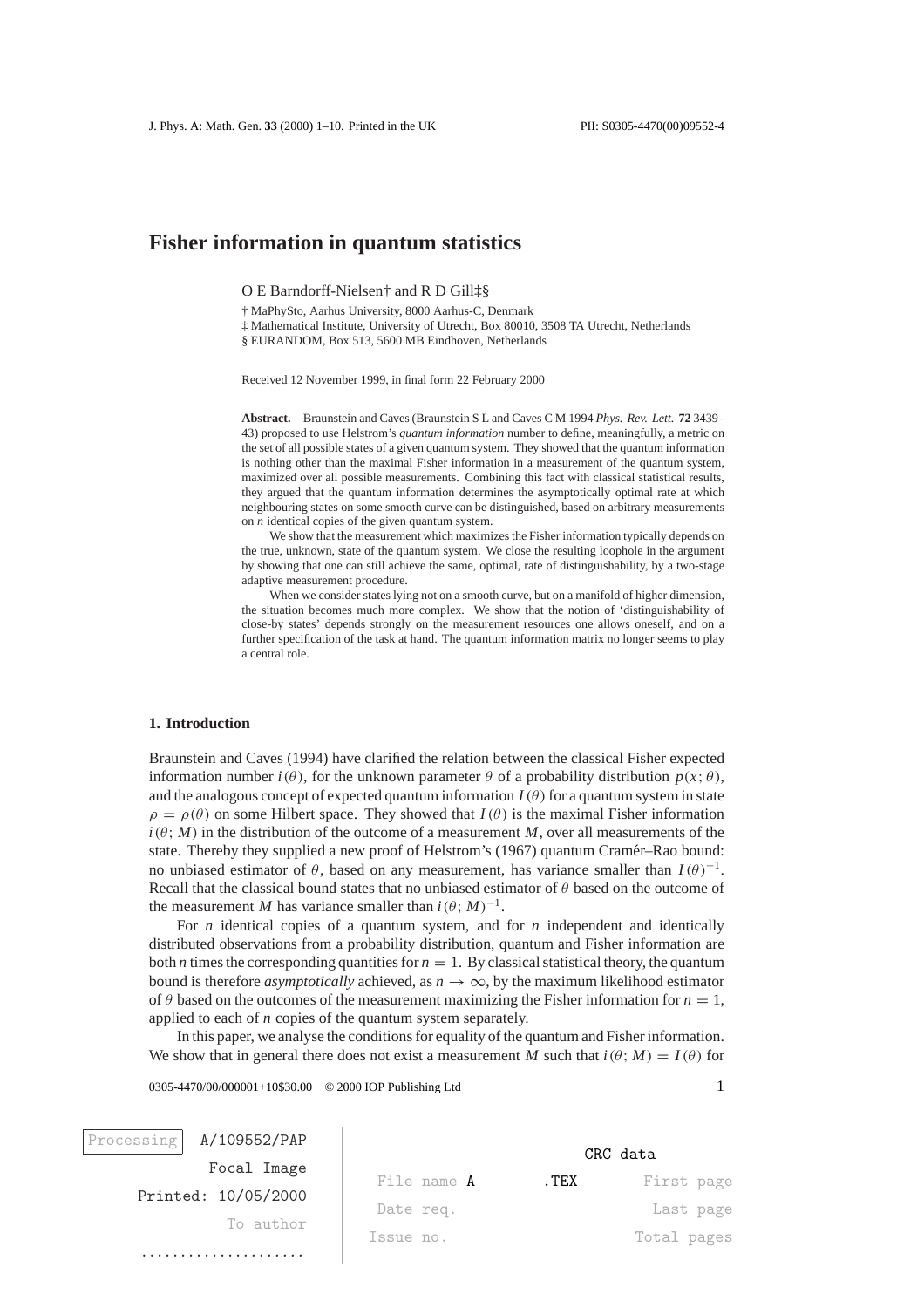# Fisher information in quantum statistics

O E Barndorff-Nielsen† and R D Gill‡§

† MaPhySto, Aarhus University, 8000 Aarhus-C, Denmark

‡ Mathematical Institute, University of Utrecht, Box 80010, 3508 TA Utrecht, Netherlands

§ EURANDOM, Box 513, 5600 MB Eindhoven, Netherlands

Received 12 November 1999, in final form 22 February 2000

**Abstract.** Braunstein and Caves (Braunstein S L and Caves C M 1994 *Phys. Rev. Lett.* **72** 3439–43) proposed to use Helstrom's *quantum information* number to define, meaningfully, a metric on the set of all possible states of a given quantum system. They showed that the quantum information is nothing other than the maximal Fisher information in a measurement of the quantum system, maximized over all possible measurements. Combining this fact with classical statistical results, they argued that the quantum information determines the asymptotically optimal rate at which neighbouring states on some smooth curve can be distinguished, based on arbitrary measurements on $n$ identical copies of the given quantum system.

We show that the measurement which maximizes the Fisher information typically depends on the true, unknown, state of the quantum system. We close the resulting loophole in the argument by showing that one can still achieve the same, optimal, rate of distinguishability, by a two-stage adaptive measurement procedure.

When we consider states lying not on a smooth curve, but on a manifold of higher dimension, the situation becomes much more complex. We show that the notion of 'distinguishability of close-by states' depends strongly on the measurement resources one allows oneself, and on a further specification of the task at hand. The quantum information matrix no longer seems to play a central role.

## 1. Introduction

Braunstein and Caves (1994) have clarified the relation between the classical Fisher expected information number $i(\theta)$, for the unknown parameter $\theta$ of a probability distribution $p(x;\theta)$, and the analogous concept of expected quantum information $I(\theta)$ for a quantum system in state $\rho = \rho(\theta)$ on some Hilbert space. They showed that $I(\theta)$ is the maximal Fisher information $i(\theta; M)$ in the distribution of the outcome of a measurement $M$, over all measurements of the state. Thereby they supplied a new proof of Helstrom's (1967) quantum Cramér–Rao bound: no unbiased estimator of $\theta$, based on any measurement, has variance smaller than $I(\theta)^{-1}$. Recall that the classical bound states that no unbiased estimator of $\theta$ based on the outcome of the measurement $M$ has variance smaller than $i(\theta; M)^{-1}$.

For $n$ identical copies of a quantum system, and for $n$ independent and identically distributed observations from a probability distribution, quantum and Fisher information are both $n$ times the corresponding quantities for $n = 1$. By classical statistical theory, the quantum bound is therefore *asymptotically* achieved, as $n \to \infty$, by the maximum likelihood estimator of $\theta$ based on the outcomes of the measurement maximizing the Fisher information for $n = 1$, applied to each of $n$ copies of the quantum system separately.

In this paper, we analyse the conditions for equality of the quantum and Fisher information. We show that in general there does not exist a measurement $M$ such that $i(\theta; M) = I(\theta)$ for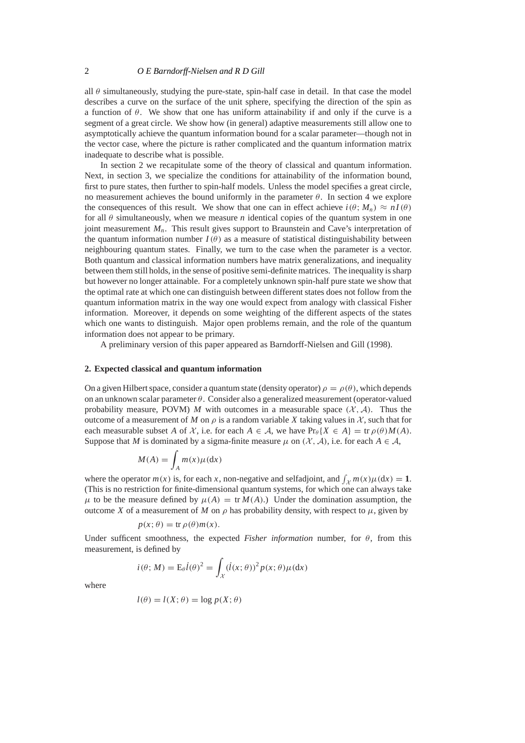all $\theta$ simultaneously, studying the pure-state, spin-half case in detail. In that case the model describes a curve on the surface of the unit sphere, specifying the direction of the spin as a function of $\theta$. We show that one has uniform attainability if and only if the curve is a segment of a great circle. We show how (in general) adaptive measurements still allow one to asymptotically achieve the quantum information bound for a scalar parameter—though not in the vector case, where the picture is rather complicated and the quantum information matrix inadequate to describe what is possible.

In section 2 we recapitulate some of the theory of classical and quantum information. Next, in section 3, we specialize the conditions for attainability of the information bound, first to pure states, then further to spin-half models. Unless the model specifies a great circle, no measurement achieves the bound uniformly in the parameter $\theta$. In section 4 we explore the consequences of this result. We show that one can in effect achieve $i(\theta; M_n) \approx nI(\theta)$ for all $\theta$ simultaneously, when we measure $n$ identical copies of the quantum system in one joint measurement $M_n$. This result gives support to Braunstein and Cave's interpretation of the quantum information number $I(\theta)$ as a measure of statistical distinguishability between neighbouring quantum states. Finally, we turn to the case when the parameter is a vector. Both quantum and classical information numbers have matrix generalizations, and inequality between them still holds, in the sense of positive semi-definite matrices. The inequality is sharp but however no longer attainable. For a completely unknown spin-half pure state we show that the optimal rate at which one can distinguish between different states does not follow from the quantum information matrix in the way one would expect from analogy with classical Fisher information. Moreover, it depends on some weighting of the different aspects of the states which one wants to distinguish. Major open problems remain, and the role of the quantum information does not appear to be primary.

A preliminary version of this paper appeared as Barndorff-Nielsen and Gill (1998).

## 2. Expected classical and quantum information

On a given Hilbert space, consider a quantum state (density operator) $\rho = \rho(\theta)$, which depends on an unknown scalar parameter $\theta$. Consider also a generalized measurement (operator-valued probability measure, POVM) $M$ with outcomes in a measurable space $(\mathcal{X}, \mathcal{A})$. Thus the outcome of a measurement of $M$ on $\rho$ is a random variable $X$ taking values in $\mathcal{X}$, such that for each measurable subset $A$ of $\mathcal{X}$, i.e. for each $A \in \mathcal{A}$, we have $\Pr_\theta\{X \in A\} = \operatorname{tr} \rho(\theta) M(A)$. Suppose that $M$ is dominated by a sigma-finite measure $\mu$ on $(\mathcal{X}, \mathcal{A})$, i.e. for each $A \in \mathcal{A}$,

$$M(A) = \int_A m(x) \mu(\mathrm{d}x)$$

where the operator $m(x)$ is, for each $x$, non-negative and selfadjoint, and $\int_{\mathcal{X}} m(x)\mu(\mathrm{d}x) = \mathbf{1}$. (This is no restriction for finite-dimensional quantum systems, for which one can always take $\mu$ to be the measure defined by $\mu(A) = \operatorname{tr} M(A)$.) Under the domination assumption, the outcome $X$ of a measurement of $M$ on $\rho$ has probability density, with respect to $\mu$, given by

$$p(x; \theta) = \operatorname{tr} \rho(\theta) m(x).$$

Under sufficent smoothness, the expected *Fisher information* number, for $\theta$, from this measurement, is defined by

$$i(\theta; M) = \mathrm{E}_\theta \dot{l}(\theta)^2 = \int_{\mathcal{X}} (\dot{l}(x; \theta))^2 p(x; \theta) \mu(\mathrm{d}x)$$

where

$$l(\theta) = l(X; \theta) = \log p(X; \theta)$$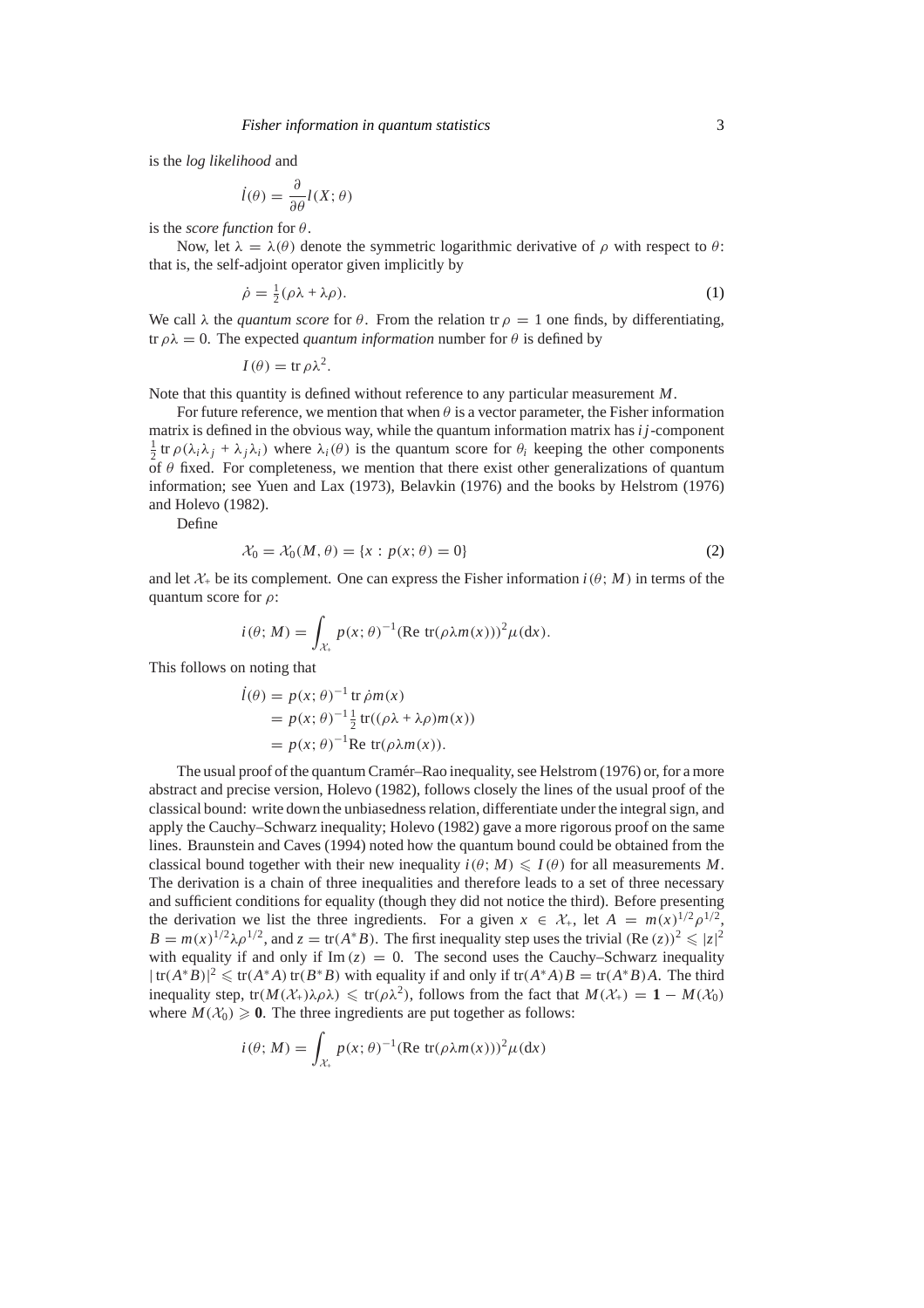is the *log likelihood* and

$$\dot{l}(\theta) = \frac{\partial}{\partial\theta} l(X;\theta)$$

is the *score function* for $\theta$.

Now, let $\lambda = \lambda(\theta)$ denote the symmetric logarithmic derivative of $\rho$ with respect to $\theta$: that is, the self-adjoint operator given implicitly by

$$\dot{\rho} = \tfrac{1}{2}(\rho\lambda + \lambda\rho). \tag{1}$$

We call $\lambda$ the *quantum score* for $\theta$. From the relation $\operatorname{tr}\rho = 1$ one finds, by differentiating, $\operatorname{tr}\rho\lambda = 0$. The expected *quantum information* number for $\theta$ is defined by

$$I(\theta) = \operatorname{tr}\rho\lambda^2.$$

Note that this quantity is defined without reference to any particular measurement $M$.

For future reference, we mention that when $\theta$ is a vector parameter, the Fisher information matrix is defined in the obvious way, while the quantum information matrix has $ij$-component $\frac{1}{2}\operatorname{tr}\rho(\lambda_i\lambda_j + \lambda_j\lambda_i)$ where $\lambda_i(\theta)$ is the quantum score for $\theta_i$ keeping the other components of $\theta$ fixed. For completeness, we mention that there exist other generalizations of quantum information; see Yuen and Lax (1973), Belavkin (1976) and the books by Helstrom (1976) and Holevo (1982).

Define

$$\mathcal{X}_0 = \mathcal{X}_0(M,\theta) = \{x : p(x;\theta) = 0\} \tag{2}$$

and let $\mathcal{X}_+$ be its complement. One can express the Fisher information $i(\theta; M)$ in terms of the quantum score for $\rho$:

$$i(\theta; M) = \int_{\mathcal{X}_+} p(x;\theta)^{-1}(\operatorname{Re}\operatorname{tr}(\rho\lambda m(x)))^2 \mu(\mathrm{d}x).$$

This follows on noting that

$$\begin{aligned}
\dot{l}(\theta) &= p(x;\theta)^{-1}\operatorname{tr}\dot{\rho}m(x) \\
&= p(x;\theta)^{-1}\tfrac{1}{2}\operatorname{tr}((\rho\lambda + \lambda\rho)m(x)) \\
&= p(x;\theta)^{-1}\operatorname{Re}\operatorname{tr}(\rho\lambda m(x)).
\end{aligned}$$

The usual proof of the quantum Cramér–Rao inequality, see Helstrom (1976) or, for a more abstract and precise version, Holevo (1982), follows closely the lines of the usual proof of the classical bound: write down the unbiasedness relation, differentiate under the integral sign, and apply the Cauchy–Schwarz inequality; Holevo (1982) gave a more rigorous proof on the same lines. Braunstein and Caves (1994) noted how the quantum bound could be obtained from the classical bound together with their new inequality $i(\theta; M) \leqslant I(\theta)$ for all measurements $M$. The derivation is a chain of three inequalities and therefore leads to a set of three necessary and sufficient conditions for equality (though they did not notice the third). Before presenting the derivation we list the three ingredients. For a given $x \in \mathcal{X}_+$, let $A = m(x)^{1/2}\rho^{1/2}$, $B = m(x)^{1/2}\lambda\rho^{1/2}$, and $z = \operatorname{tr}(A^*B)$. The first inequality step uses the trivial $(\operatorname{Re}(z))^2 \leqslant |z|^2$ with equality if and only if $\operatorname{Im}(z) = 0$. The second uses the Cauchy–Schwarz inequality $|\operatorname{tr}(A^*B)|^2 \leqslant \operatorname{tr}(A^*A)\operatorname{tr}(B^*B)$ with equality if and only if $\operatorname{tr}(A^*A)B = \operatorname{tr}(A^*B)A$. The third inequality step, $\operatorname{tr}(M(\mathcal{X}_+)\lambda\rho\lambda) \leqslant \operatorname{tr}(\rho\lambda^2)$, follows from the fact that $M(\mathcal{X}_+) = \mathbf{1} - M(\mathcal{X}_0)$ where $M(\mathcal{X}_0) \geqslant \mathbf{0}$. The three ingredients are put together as follows:

$$i(\theta; M) = \int_{\mathcal{X}_+} p(x;\theta)^{-1}(\operatorname{Re}\operatorname{tr}(\rho\lambda m(x)))^2 \mu(\mathrm{d}x)$$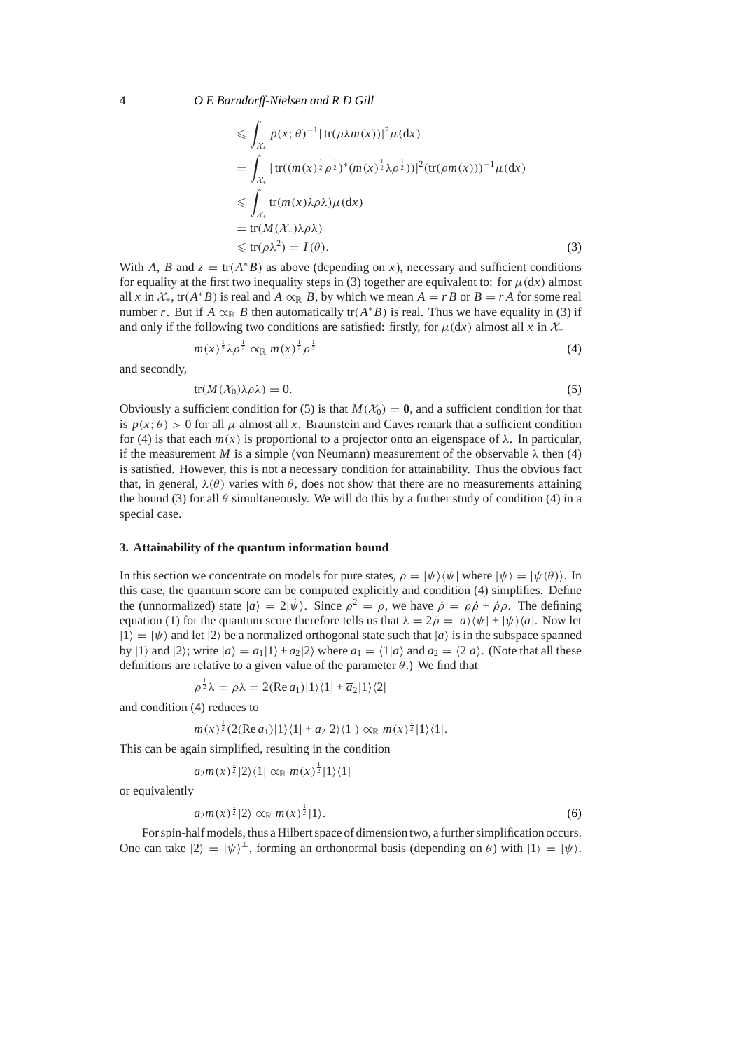$$
\begin{aligned}
&\leqslant \int_{\mathcal{X}_+} p(x;\theta)^{-1} |\operatorname{tr}(\rho\lambda m(x))|^2 \mu(\mathrm{d}x) \\
&= \int_{\mathcal{X}_+} |\operatorname{tr}((m(x)^{\frac{1}{2}}\rho^{\frac{1}{2}})^*(m(x)^{\frac{1}{2}}\lambda\rho^{\frac{1}{2}}))|^2 (\operatorname{tr}(\rho m(x)))^{-1} \mu(\mathrm{d}x) \\
&\leqslant \int_{\mathcal{X}_+} \operatorname{tr}(m(x)\lambda\rho\lambda)\mu(\mathrm{d}x) \\
&= \operatorname{tr}(M(\mathcal{X}_+)\lambda\rho\lambda) \\
&\leqslant \operatorname{tr}(\rho\lambda^2) = I(\theta).
\end{aligned} \tag{3}
$$

With $A$, $B$ and $z = \operatorname{tr}(A^*B)$ as above (depending on $x$), necessary and sufficient conditions for equality at the first two inequality steps in (3) together are equivalent to: for $\mu(\mathrm{d}x)$ almost all $x$ in $\mathcal{X}_+$, $\operatorname{tr}(A^*B)$ is real and $A \propto_{\mathbb{R}} B$, by which we mean $A = rB$ or $B = rA$ for some real number $r$. But if $A \propto_{\mathbb{R}} B$ then automatically $\operatorname{tr}(A^*B)$ is real. Thus we have equality in (3) if and only if the following two conditions are satisfied: firstly, for $\mu(\mathrm{d}x)$ almost all $x$ in $\mathcal{X}_+$

$$
m(x)^{\frac{1}{2}}\lambda\rho^{\frac{1}{2}} \propto_{\mathbb{R}} m(x)^{\frac{1}{2}}\rho^{\frac{1}{2}} \tag{4}
$$

and secondly,

$$
\operatorname{tr}(M(\mathcal{X}_0)\lambda\rho\lambda) = 0. \tag{5}
$$

Obviously a sufficient condition for (5) is that $M(\mathcal{X}_0) = \mathbf{0}$, and a sufficient condition for that is $p(x;\theta) > 0$ for all $\mu$ almost all $x$. Braunstein and Caves remark that a sufficient condition for (4) is that each $m(x)$ is proportional to a projector onto an eigenspace of $\lambda$. In particular, if the measurement $M$ is a simple (von Neumann) measurement of the observable $\lambda$ then (4) is satisfied. However, this is not a necessary condition for attainability. Thus the obvious fact that, in general, $\lambda(\theta)$ varies with $\theta$, does not show that there are no measurements attaining the bound (3) for all $\theta$ simultaneously. We will do this by a further study of condition (4) in a special case.

## 3. Attainability of the quantum information bound

In this section we concentrate on models for pure states, $\rho = |\psi\rangle\langle\psi|$ where $|\psi\rangle = |\psi(\theta)\rangle$. In this case, the quantum score can be computed explicitly and condition (4) simplifies. Define the (unnormalized) state $|a\rangle = 2|\dot{\psi}\rangle$. Since $\rho^2 = \rho$, we have $\dot{\rho} = \rho\dot{\rho} + \dot{\rho}\rho$. The defining equation (1) for the quantum score therefore tells us that $\lambda = 2\dot{\rho} = |a\rangle\langle\psi| + |\psi\rangle\langle a|$. Now let $|1\rangle = |\psi\rangle$ and let $|2\rangle$ be a normalized orthogonal state such that $|a\rangle$ is in the subspace spanned by $|1\rangle$ and $|2\rangle$; write $|a\rangle = a_1|1\rangle + a_2|2\rangle$ where $a_1 = \langle 1|a\rangle$ and $a_2 = \langle 2|a\rangle$. (Note that all these definitions are relative to a given value of the parameter $\theta$.) We find that

$$
\rho^{\frac{1}{2}}\lambda = \rho\lambda = 2(\operatorname{Re} a_1)|1\rangle\langle 1| + \overline{a}_2|1\rangle\langle 2|
$$

and condition (4) reduces to

$$
m(x)^{\frac{1}{2}}(2(\operatorname{Re} a_1)|1\rangle\langle 1| + a_2|2\rangle\langle 1|) \propto_{\mathbb{R}} m(x)^{\frac{1}{2}}|1\rangle\langle 1|.
$$

This can be again simplified, resulting in the condition

$$
a_2 m(x)^{\frac{1}{2}}|2\rangle\langle 1| \propto_{\mathbb{R}} m(x)^{\frac{1}{2}}|1\rangle\langle 1|
$$

or equivalently

$$
a_2 m(x)^{\frac{1}{2}}|2\rangle \propto_{\mathbb{R}} m(x)^{\frac{1}{2}}|1\rangle. \tag{6}
$$

For spin-half models, thus a Hilbert space of dimension two, a further simplification occurs. One can take $|2\rangle = |\psi\rangle^{\perp}$, forming an orthonormal basis (depending on $\theta$) with $|1\rangle = |\psi\rangle$.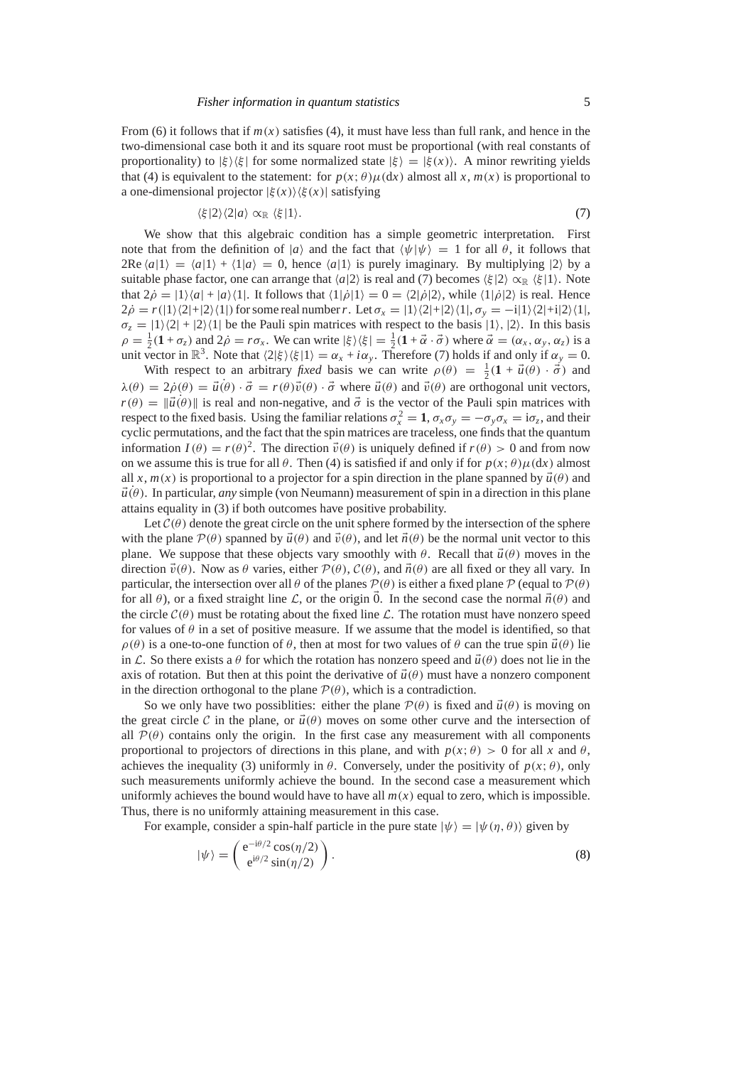From (6) it follows that if $m(x)$ satisfies (4), it must have less than full rank, and hence in the two-dimensional case both it and its square root must be proportional (with real constants of proportionality) to $|\xi\rangle\langle\xi|$ for some normalized state $|\xi\rangle = |\xi(x)\rangle$. A minor rewriting yields that (4) is equivalent to the statement: for $p(x;\theta)\mu(\mathrm{d}x)$ almost all $x$, $m(x)$ is proportional to a one-dimensional projector $|\xi(x)\rangle\langle\xi(x)|$ satisfying

$$\langle\xi|2\rangle\langle 2|a\rangle \propto_{\mathbb{R}} \langle\xi|1\rangle. \tag{7}$$

We show that this algebraic condition has a simple geometric interpretation. First note that from the definition of $|a\rangle$ and the fact that $\langle\psi|\psi\rangle = 1$ for all $\theta$, it follows that $2\mathrm{Re}\,\langle a|1\rangle = \langle a|1\rangle + \langle 1|a\rangle = 0$, hence $\langle a|1\rangle$ is purely imaginary. By multiplying $|2\rangle$ by a suitable phase factor, one can arrange that $\langle a|2\rangle$ is real and (7) becomes $\langle\xi|2\rangle \propto_{\mathbb{R}} \langle\xi|1\rangle$. Note that $2\dot{\rho} = |1\rangle\langle a| + |a\rangle\langle 1|$. It follows that $\langle 1|\dot{\rho}|1\rangle = 0 = \langle 2|\dot{\rho}|2\rangle$, while $\langle 1|\dot{\rho}|2\rangle$ is real. Hence $2\dot{\rho} = r(|1\rangle\langle 2|+|2\rangle\langle 1|)$ for some real number $r$. Let $\sigma_x = |1\rangle\langle 2|+|2\rangle\langle 1|$, $\sigma_y = -\mathrm{i}|1\rangle\langle 2|+\mathrm{i}|2\rangle\langle 1|$, $\sigma_z = |1\rangle\langle 2| + |2\rangle\langle 1|$ be the Pauli spin matrices with respect to the basis $|1\rangle$, $|2\rangle$. In this basis $\rho = \frac{1}{2}(\mathbf{1} + \sigma_z)$ and $2\dot{\rho} = r\sigma_x$. We can write $|\xi\rangle\langle\xi| = \frac{1}{2}(\mathbf{1} + \vec{\alpha}\cdot\vec{\sigma})$ where $\vec{\alpha} = (\alpha_x, \alpha_y, \alpha_z)$ is a unit vector in $\mathbb{R}^3$. Note that $\langle 2|\xi\rangle\langle\xi|1\rangle = \alpha_x + i\alpha_y$. Therefore (7) holds if and only if $\alpha_y = 0$.

With respect to an arbitrary *fixed* basis we can write $\rho(\theta) = \frac{1}{2}(\mathbf{1} + \vec{u}(\theta)\cdot\vec{\sigma})$ and $\lambda(\theta) = 2\dot{\rho}(\theta) = \dot{\vec{u}}(\theta)\cdot\vec{\sigma} = r(\theta)\vec{v}(\theta)\cdot\vec{\sigma}$ where $\vec{u}(\theta)$ and $\vec{v}(\theta)$ are orthogonal unit vectors, $r(\theta) = \|\dot{\vec{u}}(\theta)\|$ is real and non-negative, and $\vec{\sigma}$ is the vector of the Pauli spin matrices with respect to the fixed basis. Using the familiar relations $\sigma_x^2 = \mathbf{1}$, $\sigma_x\sigma_y = -\sigma_y\sigma_x = \mathrm{i}\sigma_z$, and their cyclic permutations, and the fact that the spin matrices are traceless, one finds that the quantum information $I(\theta) = r(\theta)^2$. The direction $\vec{v}(\theta)$ is uniquely defined if $r(\theta) > 0$ and from now on we assume this is true for all $\theta$. Then (4) is satisfied if and only if for $p(x;\theta)\mu(\mathrm{d}x)$ almost all $x$, $m(x)$ is proportional to a projector for a spin direction in the plane spanned by $\vec{u}(\theta)$ and $\dot{\vec{u}}(\theta)$. In particular, *any* simple (von Neumann) measurement of spin in a direction in this plane attains equality in (3) if both outcomes have positive probability.

Let $\mathcal{C}(\theta)$ denote the great circle on the unit sphere formed by the intersection of the sphere with the plane $\mathcal{P}(\theta)$ spanned by $\vec{u}(\theta)$ and $\vec{v}(\theta)$, and let $\vec{n}(\theta)$ be the normal unit vector to this plane. We suppose that these objects vary smoothly with $\theta$. Recall that $\vec{u}(\theta)$ moves in the direction $\vec{v}(\theta)$. Now as $\theta$ varies, either $\mathcal{P}(\theta)$, $\mathcal{C}(\theta)$, and $\vec{n}(\theta)$ are all fixed or they all vary. In particular, the intersection over all $\theta$ of the planes $\mathcal{P}(\theta)$ is either a fixed plane $\mathcal{P}$ (equal to $\mathcal{P}(\theta)$ for all $\theta$), or a fixed straight line $\mathcal{L}$, or the origin $\vec{0}$. In the second case the normal $\vec{n}(\theta)$ and the circle $\mathcal{C}(\theta)$ must be rotating about the fixed line $\mathcal{L}$. The rotation must have nonzero speed for values of $\theta$ in a set of positive measure. If we assume that the model is identified, so that $\rho(\theta)$ is a one-to-one function of $\theta$, then at most for two values of $\theta$ can the true spin $\vec{u}(\theta)$ lie in $\mathcal{L}$. So there exists a $\theta$ for which the rotation has nonzero speed and $\vec{u}(\theta)$ does not lie in the axis of rotation. But then at this point the derivative of $\vec{u}(\theta)$ must have a nonzero component in the direction orthogonal to the plane $\mathcal{P}(\theta)$, which is a contradiction.

So we only have two possiblities: either the plane $\mathcal{P}(\theta)$ is fixed and $\vec{u}(\theta)$ is moving on the great circle $\mathcal{C}$ in the plane, or $\vec{u}(\theta)$ moves on some other curve and the intersection of all $\mathcal{P}(\theta)$ contains only the origin. In the first case any measurement with all components proportional to projectors of directions in this plane, and with $p(x;\theta) > 0$ for all $x$ and $\theta$, achieves the inequality (3) uniformly in $\theta$. Conversely, under the positivity of $p(x;\theta)$, only such measurements uniformly achieve the bound. In the second case a measurement which uniformly achieves the bound would have to have all $m(x)$ equal to zero, which is impossible. Thus, there is no uniformly attaining measurement in this case.

For example, consider a spin-half particle in the pure state $|\psi\rangle = |\psi(\eta,\theta)\rangle$ given by

$$|\psi\rangle = \begin{pmatrix} \mathrm{e}^{-\mathrm{i}\theta/2}\cos(\eta/2) \\ \mathrm{e}^{\mathrm{i}\theta/2}\sin(\eta/2) \end{pmatrix}. \tag{8}$$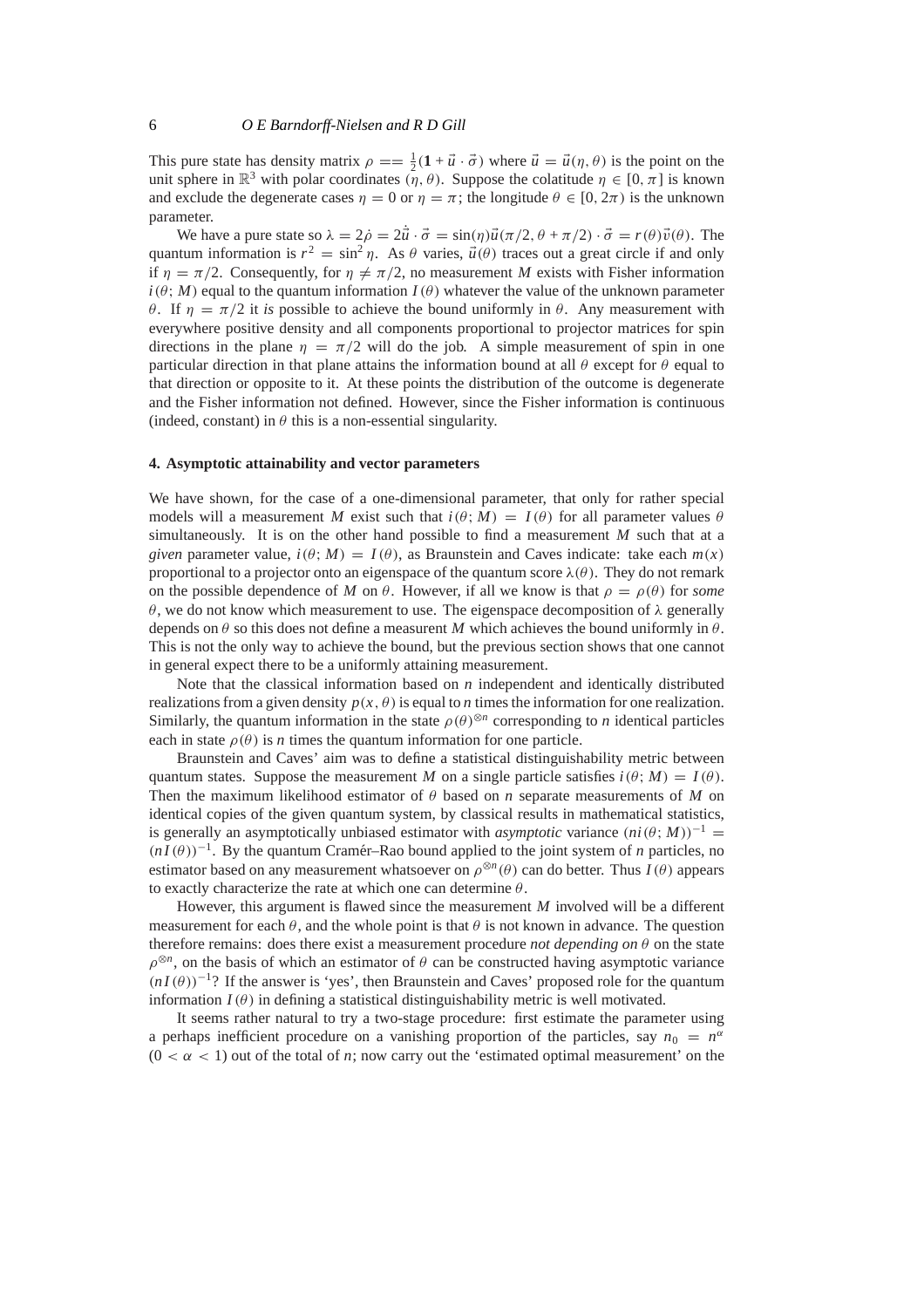This pure state has density matrix $\rho == \frac{1}{2}(\mathbf{1} + \vec{u} \cdot \vec{\sigma})$ where $\vec{u} = \vec{u}(\eta, \theta)$ is the point on the unit sphere in $\mathbb{R}^3$ with polar coordinates $(\eta, \theta)$. Suppose the colatitude $\eta \in [0, \pi]$ is known and exclude the degenerate cases $\eta = 0$ or $\eta = \pi$; the longitude $\theta \in [0, 2\pi)$ is the unknown parameter.

We have a pure state so $\lambda = 2\dot{\rho} = 2\dot{\vec{u}} \cdot \vec{\sigma} = \sin(\eta)\vec{u}(\pi/2, \theta + \pi/2) \cdot \vec{\sigma} = r(\theta)\vec{v}(\theta)$. The quantum information is $r^2 = \sin^2 \eta$. As $\theta$ varies, $\vec{u}(\theta)$ traces out a great circle if and only if $\eta = \pi/2$. Consequently, for $\eta \neq \pi/2$, no measurement $M$ exists with Fisher information $i(\theta; M)$ equal to the quantum information $I(\theta)$ whatever the value of the unknown parameter $\theta$. If $\eta = \pi/2$ it *is* possible to achieve the bound uniformly in $\theta$. Any measurement with everywhere positive density and all components proportional to projector matrices for spin directions in the plane $\eta = \pi/2$ will do the job. A simple measurement of spin in one particular direction in that plane attains the information bound at all $\theta$ except for $\theta$ equal to that direction or opposite to it. At these points the distribution of the outcome is degenerate and the Fisher information not defined. However, since the Fisher information is continuous (indeed, constant) in $\theta$ this is a non-essential singularity.

## 4. Asymptotic attainability and vector parameters

We have shown, for the case of a one-dimensional parameter, that only for rather special models will a measurement $M$ exist such that $i(\theta; M) = I(\theta)$ for all parameter values $\theta$ simultaneously. It is on the other hand possible to find a measurement $M$ such that at a *given* parameter value, $i(\theta; M) = I(\theta)$, as Braunstein and Caves indicate: take each $m(x)$ proportional to a projector onto an eigenspace of the quantum score $\lambda(\theta)$. They do not remark on the possible dependence of $M$ on $\theta$. However, if all we know is that $\rho = \rho(\theta)$ for *some* $\theta$, we do not know which measurement to use. The eigenspace decomposition of $\lambda$ generally depends on $\theta$ so this does not define a measurent $M$ which achieves the bound uniformly in $\theta$. This is not the only way to achieve the bound, but the previous section shows that one cannot in general expect there to be a uniformly attaining measurement.

Note that the classical information based on $n$ independent and identically distributed realizations from a given density $p(x, \theta)$ is equal to $n$ times the information for one realization. Similarly, the quantum information in the state $\rho(\theta)^{\otimes n}$ corresponding to $n$ identical particles each in state $\rho(\theta)$ is $n$ times the quantum information for one particle.

Braunstein and Caves' aim was to define a statistical distinguishability metric between quantum states. Suppose the measurement $M$ on a single particle satisfies $i(\theta; M) = I(\theta)$. Then the maximum likelihood estimator of $\theta$ based on $n$ separate measurements of $M$ on identical copies of the given quantum system, by classical results in mathematical statistics, is generally an asymptotically unbiased estimator with *asymptotic* variance $(ni(\theta; M))^{-1} = (nI(\theta))^{-1}$. By the quantum Cramér–Rao bound applied to the joint system of $n$ particles, no estimator based on any measurement whatsoever on $\rho^{\otimes n}(\theta)$ can do better. Thus $I(\theta)$ appears to exactly characterize the rate at which one can determine $\theta$.

However, this argument is flawed since the measurement $M$ involved will be a different measurement for each $\theta$, and the whole point is that $\theta$ is not known in advance. The question therefore remains: does there exist a measurement procedure *not depending on* $\theta$ on the state $\rho^{\otimes n}$, on the basis of which an estimator of $\theta$ can be constructed having asymptotic variance $(nI(\theta))^{-1}$? If the answer is 'yes', then Braunstein and Caves' proposed role for the quantum information $I(\theta)$ in defining a statistical distinguishability metric is well motivated.

It seems rather natural to try a two-stage procedure: first estimate the parameter using a perhaps inefficient procedure on a vanishing proportion of the particles, say $n_0 = n^\alpha$ $(0 < \alpha < 1)$ out of the total of $n$; now carry out the 'estimated optimal measurement' on the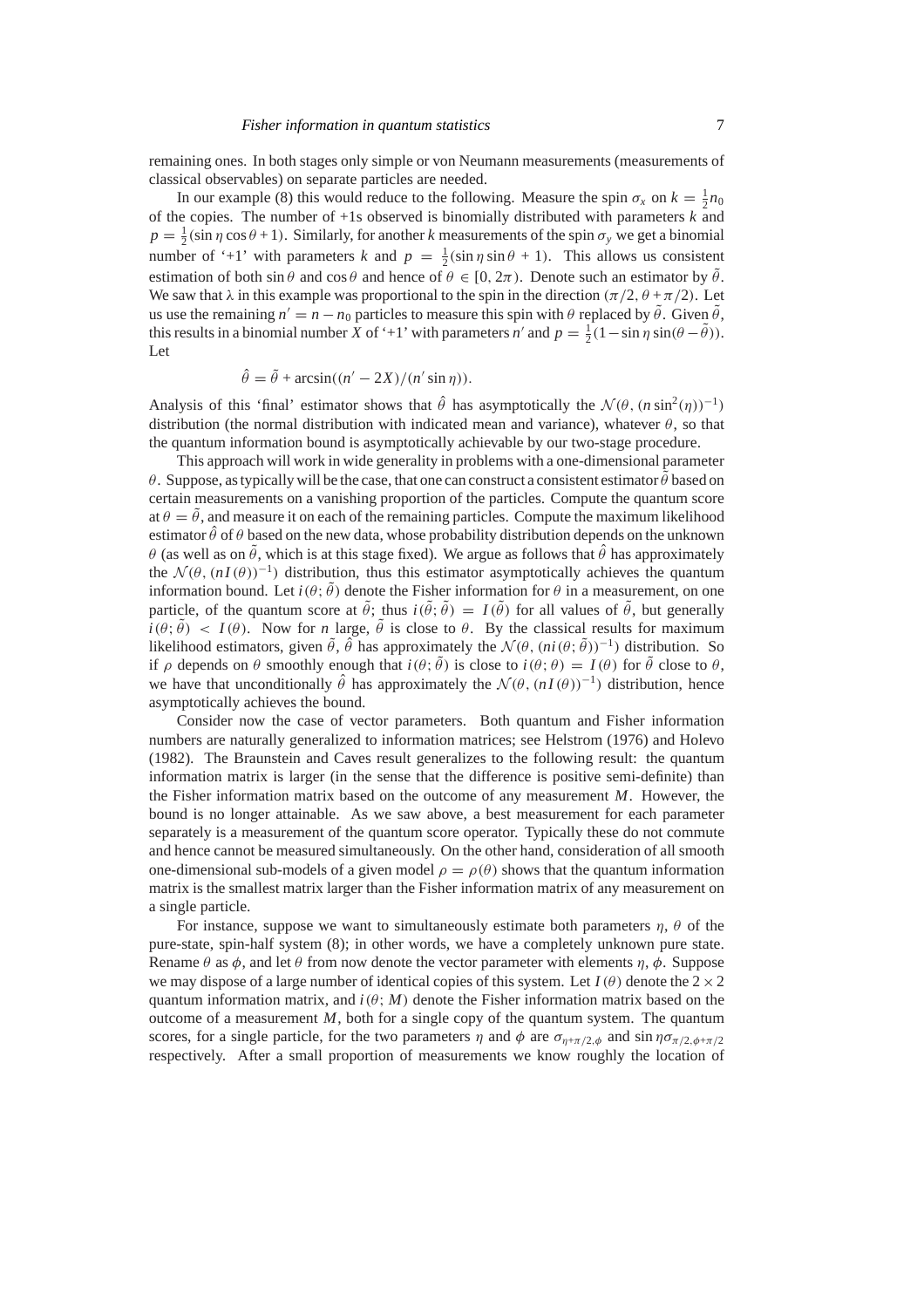remaining ones. In both stages only simple or von Neumann measurements (measurements of classical observables) on separate particles are needed.

In our example (8) this would reduce to the following. Measure the spin $\sigma_x$ on $k = \frac{1}{2}n_0$ of the copies. The number of +1s observed is binomially distributed with parameters $k$ and $p = \frac{1}{2}(\sin\eta\cos\theta + 1)$. Similarly, for another $k$ measurements of the spin $\sigma_y$ we get a binomial number of '+1' with parameters $k$ and $p = \frac{1}{2}(\sin\eta\sin\theta + 1)$. This allows us consistent estimation of both $\sin\theta$ and $\cos\theta$ and hence of $\theta \in [0, 2\pi)$. Denote such an estimator by $\tilde{\theta}$. We saw that $\lambda$ in this example was proportional to the spin in the direction $(\pi/2, \theta + \pi/2)$. Let us use the remaining $n' = n - n_0$ particles to measure this spin with $\theta$ replaced by $\tilde{\theta}$. Given $\tilde{\theta}$, this results in a binomial number $X$ of '+1' with parameters $n'$ and $p = \frac{1}{2}(1 - \sin\eta\sin(\theta - \tilde{\theta}))$. Let

$$\hat{\theta} = \tilde{\theta} + \arcsin((n' - 2X)/(n'\sin\eta)).$$

Analysis of this 'final' estimator shows that $\hat{\theta}$ has asymptotically the $\mathcal{N}(\theta, (n\sin^2(\eta))^{-1})$ distribution (the normal distribution with indicated mean and variance), whatever $\theta$, so that the quantum information bound is asymptotically achievable by our two-stage procedure.

This approach will work in wide generality in problems with a one-dimensional parameter $\theta$. Suppose, as typically will be the case, that one can construct a consistent estimator $\tilde{\theta}$ based on certain measurements on a vanishing proportion of the particles. Compute the quantum score at $\theta = \tilde{\theta}$, and measure it on each of the remaining particles. Compute the maximum likelihood estimator $\hat{\theta}$ of $\theta$ based on the new data, whose probability distribution depends on the unknown $\theta$ (as well as on $\tilde{\theta}$, which is at this stage fixed). We argue as follows that $\hat{\theta}$ has approximately the $\mathcal{N}(\theta, (nI(\theta))^{-1})$ distribution, thus this estimator asymptotically achieves the quantum information bound. Let $i(\theta; \tilde{\theta})$ denote the Fisher information for $\theta$ in a measurement, on one particle, of the quantum score at $\tilde{\theta}$; thus $i(\tilde{\theta}; \tilde{\theta}) = I(\tilde{\theta})$ for all values of $\tilde{\theta}$, but generally $i(\theta; \tilde{\theta}) < I(\theta)$. Now for $n$ large, $\tilde{\theta}$ is close to $\theta$. By the classical results for maximum likelihood estimators, given $\tilde{\theta}$, $\hat{\theta}$ has approximately the $\mathcal{N}(\theta, (ni(\theta; \tilde{\theta}))^{-1})$ distribution. So if $\rho$ depends on $\theta$ smoothly enough that $i(\theta; \tilde{\theta})$ is close to $i(\theta; \theta) = I(\theta)$ for $\tilde{\theta}$ close to $\theta$, we have that unconditionally $\hat{\theta}$ has approximately the $\mathcal{N}(\theta, (nI(\theta))^{-1})$ distribution, hence asymptotically achieves the bound.

Consider now the case of vector parameters. Both quantum and Fisher information numbers are naturally generalized to information matrices; see Helstrom (1976) and Holevo (1982). The Braunstein and Caves result generalizes to the following result: the quantum information matrix is larger (in the sense that the difference is positive semi-definite) than the Fisher information matrix based on the outcome of any measurement $M$. However, the bound is no longer attainable. As we saw above, a best measurement for each parameter separately is a measurement of the quantum score operator. Typically these do not commute and hence cannot be measured simultaneously. On the other hand, consideration of all smooth one-dimensional sub-models of a given model $\rho = \rho(\theta)$ shows that the quantum information matrix is the smallest matrix larger than the Fisher information matrix of any measurement on a single particle.

For instance, suppose we want to simultaneously estimate both parameters $\eta$, $\theta$ of the pure-state, spin-half system (8); in other words, we have a completely unknown pure state. Rename $\theta$ as $\phi$, and let $\theta$ from now denote the vector parameter with elements $\eta$, $\phi$. Suppose we may dispose of a large number of identical copies of this system. Let $I(\theta)$ denote the $2 \times 2$ quantum information matrix, and $i(\theta; M)$ denote the Fisher information matrix based on the outcome of a measurement $M$, both for a single copy of the quantum system. The quantum scores, for a single particle, for the two parameters $\eta$ and $\phi$ are $\sigma_{\eta+\pi/2,\phi}$ and $\sin\eta\,\sigma_{\pi/2,\phi+\pi/2}$ respectively. After a small proportion of measurements we know roughly the location of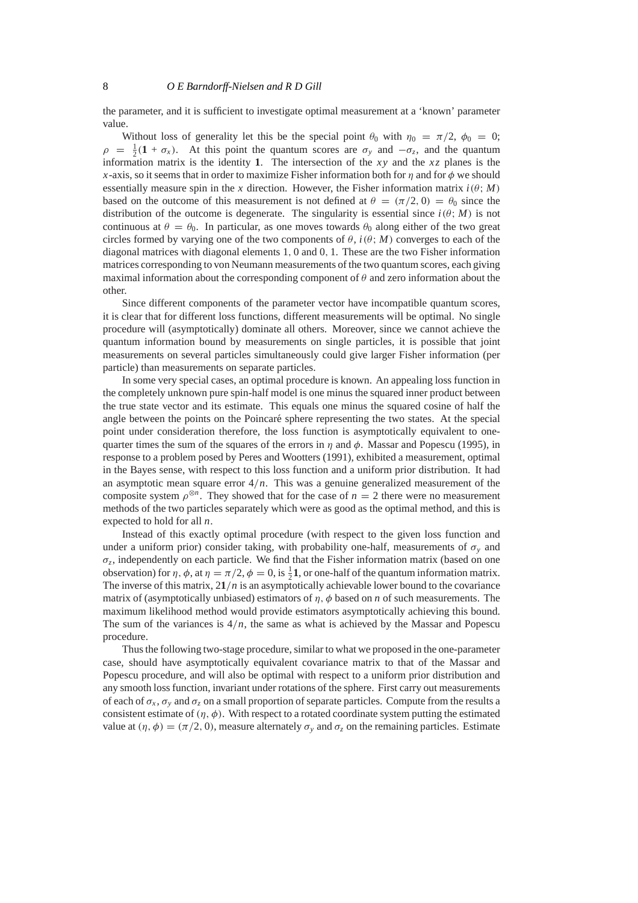the parameter, and it is sufficient to investigate optimal measurement at a 'known' parameter value.

Without loss of generality let this be the special point $\theta_0$ with $\eta_0 = \pi/2$, $\phi_0 = 0$; $\rho = \frac{1}{2}(\mathbf{1} + \sigma_x)$. At this point the quantum scores are $\sigma_y$ and $-\sigma_z$, and the quantum information matrix is the identity $\mathbf{1}$. The intersection of the $xy$ and the $xz$ planes is the $x$-axis, so it seems that in order to maximize Fisher information both for $\eta$ and for $\phi$ we should essentially measure spin in the $x$ direction. However, the Fisher information matrix $i(\theta; M)$ based on the outcome of this measurement is not defined at $\theta = (\pi/2, 0) = \theta_0$ since the distribution of the outcome is degenerate. The singularity is essential since $i(\theta; M)$ is not continuous at $\theta = \theta_0$. In particular, as one moves towards $\theta_0$ along either of the two great circles formed by varying one of the two components of $\theta$, $i(\theta; M)$ converges to each of the diagonal matrices with diagonal elements $1, 0$ and $0, 1$. These are the two Fisher information matrices corresponding to von Neumann measurements of the two quantum scores, each giving maximal information about the corresponding component of $\theta$ and zero information about the other.

Since different components of the parameter vector have incompatible quantum scores, it is clear that for different loss functions, different measurements will be optimal. No single procedure will (asymptotically) dominate all others. Moreover, since we cannot achieve the quantum information bound by measurements on single particles, it is possible that joint measurements on several particles simultaneously could give larger Fisher information (per particle) than measurements on separate particles.

In some very special cases, an optimal procedure is known. An appealing loss function in the completely unknown pure spin-half model is one minus the squared inner product between the true state vector and its estimate. This equals one minus the squared cosine of half the angle between the points on the Poincaré sphere representing the two states. At the special point under consideration therefore, the loss function is asymptotically equivalent to one-quarter times the sum of the squares of the errors in $\eta$ and $\phi$. Massar and Popescu (1995), in response to a problem posed by Peres and Wootters (1991), exhibited a measurement, optimal in the Bayes sense, with respect to this loss function and a uniform prior distribution. It had an asymptotic mean square error $4/n$. This was a genuine generalized measurement of the composite system $\rho^{\otimes n}$. They showed that for the case of $n = 2$ there were no measurement methods of the two particles separately which were as good as the optimal method, and this is expected to hold for all $n$.

Instead of this exactly optimal procedure (with respect to the given loss function and under a uniform prior) consider taking, with probability one-half, measurements of $\sigma_y$ and $\sigma_z$, independently on each particle. We find that the Fisher information matrix (based on one observation) for $\eta, \phi$, at $\eta = \pi/2, \phi = 0$, is $\frac{1}{2}\mathbf{1}$, or one-half of the quantum information matrix. The inverse of this matrix, $2\mathbf{1}/n$ is an asymptotically achievable lower bound to the covariance matrix of (asymptotically unbiased) estimators of $\eta, \phi$ based on $n$ of such measurements. The maximum likelihood method would provide estimators asymptotically achieving this bound. The sum of the variances is $4/n$, the same as what is achieved by the Massar and Popescu procedure.

Thus the following two-stage procedure, similar to what we proposed in the one-parameter case, should have asymptotically equivalent covariance matrix to that of the Massar and Popescu procedure, and will also be optimal with respect to a uniform prior distribution and any smooth loss function, invariant under rotations of the sphere. First carry out measurements of each of $\sigma_x, \sigma_y$ and $\sigma_z$ on a small proportion of separate particles. Compute from the results a consistent estimate of $(\eta, \phi)$. With respect to a rotated coordinate system putting the estimated value at $(\eta, \phi) = (\pi/2, 0)$, measure alternately $\sigma_y$ and $\sigma_z$ on the remaining particles. Estimate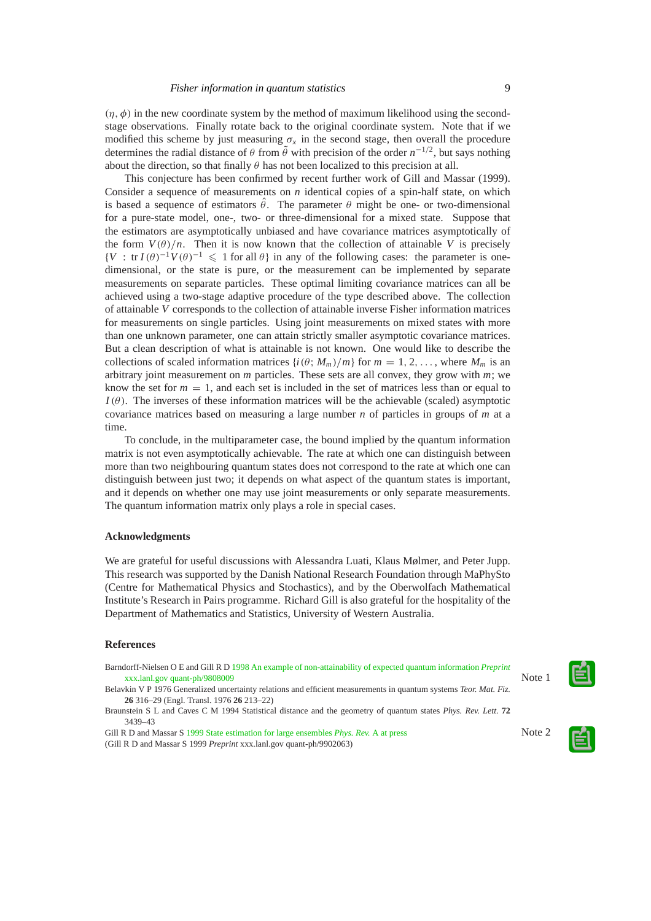$(\eta, \phi)$ in the new coordinate system by the method of maximum likelihood using the second-stage observations. Finally rotate back to the original coordinate system. Note that if we modified this scheme by just measuring $\sigma_x$ in the second stage, then overall the procedure determines the radial distance of $\theta$ from $\tilde{\theta}$ with precision of the order $n^{-1/2}$, but says nothing about the direction, so that finally $\theta$ has not been localized to this precision at all.

This conjecture has been confirmed by recent further work of Gill and Massar (1999). Consider a sequence of measurements on $n$ identical copies of a spin-half state, on which is based a sequence of estimators $\hat{\theta}$. The parameter $\theta$ might be one- or two-dimensional for a pure-state model, one-, two- or three-dimensional for a mixed state. Suppose that the estimators are asymptotically unbiased and have covariance matrices asymptotically of the form $V(\theta)/n$. Then it is now known that the collection of attainable $V$ is precisely $\{V : \mathrm{tr}\, I(\theta)^{-1} V(\theta)^{-1} \leqslant 1 \text{ for all } \theta\}$ in any of the following cases: the parameter is one-dimensional, or the state is pure, or the measurement can be implemented by separate measurements on separate particles. These optimal limiting covariance matrices can all be achieved using a two-stage adaptive procedure of the type described above. The collection of attainable $V$ corresponds to the collection of attainable inverse Fisher information matrices for measurements on single particles. Using joint measurements on mixed states with more than one unknown parameter, one can attain strictly smaller asymptotic covariance matrices. But a clean description of what is attainable is not known. One would like to describe the collections of scaled information matrices $\{i(\theta; M_m)/m\}$ for $m = 1, 2, \ldots,$ where $M_m$ is an arbitrary joint measurement on $m$ particles. These sets are all convex, they grow with $m$; we know the set for $m = 1$, and each set is included in the set of matrices less than or equal to $I(\theta)$. The inverses of these information matrices will be the achievable (scaled) asymptotic covariance matrices based on measuring a large number $n$ of particles in groups of $m$ at a time.

To conclude, in the multiparameter case, the bound implied by the quantum information matrix is not even asymptotically achievable. The rate at which one can distinguish between more than two neighbouring quantum states does not correspond to the rate at which one can distinguish between just two; it depends on what aspect of the quantum states is important, and it depends on whether one may use joint measurements or only separate measurements. The quantum information matrix only plays a role in special cases.

## Acknowledgments

We are grateful for useful discussions with Alessandra Luati, Klaus Mølmer, and Peter Jupp. This research was supported by the Danish National Research Foundation through MaPhySto (Centre for Mathematical Physics and Stochastics), and by the Oberwolfach Mathematical Institute's Research in Pairs programme. Richard Gill is also grateful for the hospitality of the Department of Mathematics and Statistics, University of Western Australia.

## References

Barndorff-Nielsen O E and Gill R D 1998 An example of non-attainability of expected quantum information *Preprint* xxx.lanl.gov quant-ph/9808009 (Note 1)

Belavkin V P 1976 Generalized uncertainty relations and efficient measurements in quantum systems *Teor. Mat. Fiz.* **26** 316–29 (Engl. Transl. 1976 **26** 213–22)

Braunstein S L and Caves C M 1994 Statistical distance and the geometry of quantum states *Phys. Rev. Lett.* **72** 3439–43

Gill R D and Massar S 1999 State estimation for large ensembles *Phys. Rev.* A at press (Note 2)

(Gill R D and Massar S 1999 *Preprint* xxx.lanl.gov quant-ph/9902063)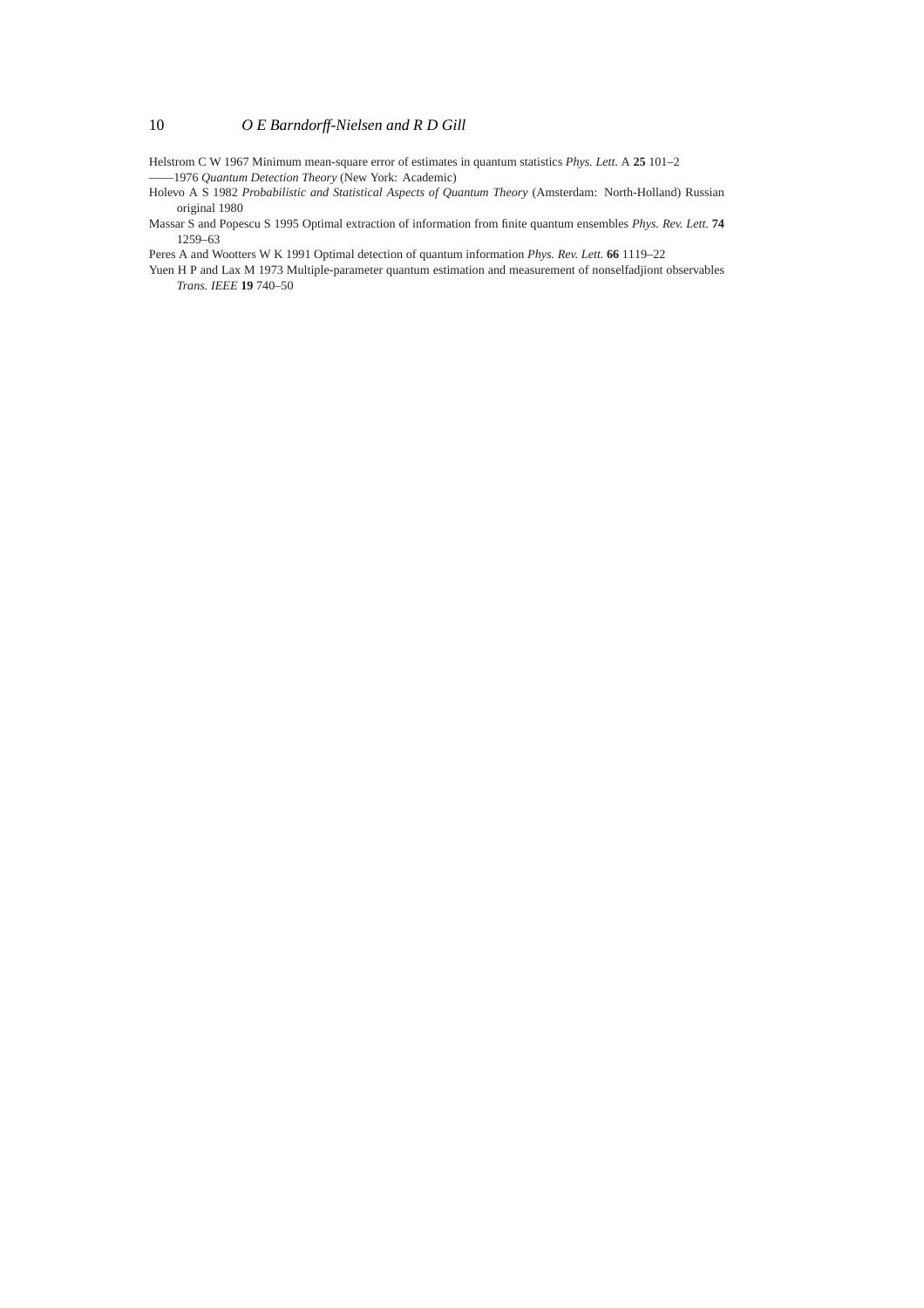Helstrom C W 1967 Minimum mean-square error of estimates in quantum statistics *Phys. Lett.* A **25** 101–2

——1976 *Quantum Detection Theory* (New York: Academic)

Holevo A S 1982 *Probabilistic and Statistical Aspects of Quantum Theory* (Amsterdam: North-Holland) Russian original 1980

Massar S and Popescu S 1995 Optimal extraction of information from finite quantum ensembles *Phys. Rev. Lett.* **74** 1259–63

Peres A and Wootters W K 1991 Optimal detection of quantum information *Phys. Rev. Lett.* **66** 1119–22

Yuen H P and Lax M 1973 Multiple-parameter quantum estimation and measurement of nonselfadjiont observables *Trans. IEEE* **19** 740–50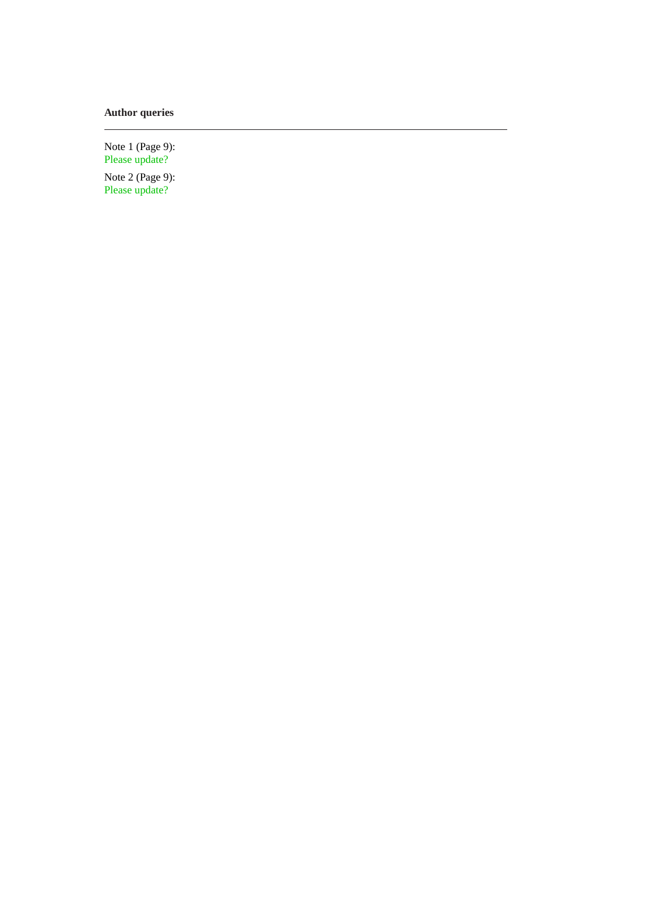**Author queries**

---

Note 1 (Page 9):
Please update?

Note 2 (Page 9):
Please update?